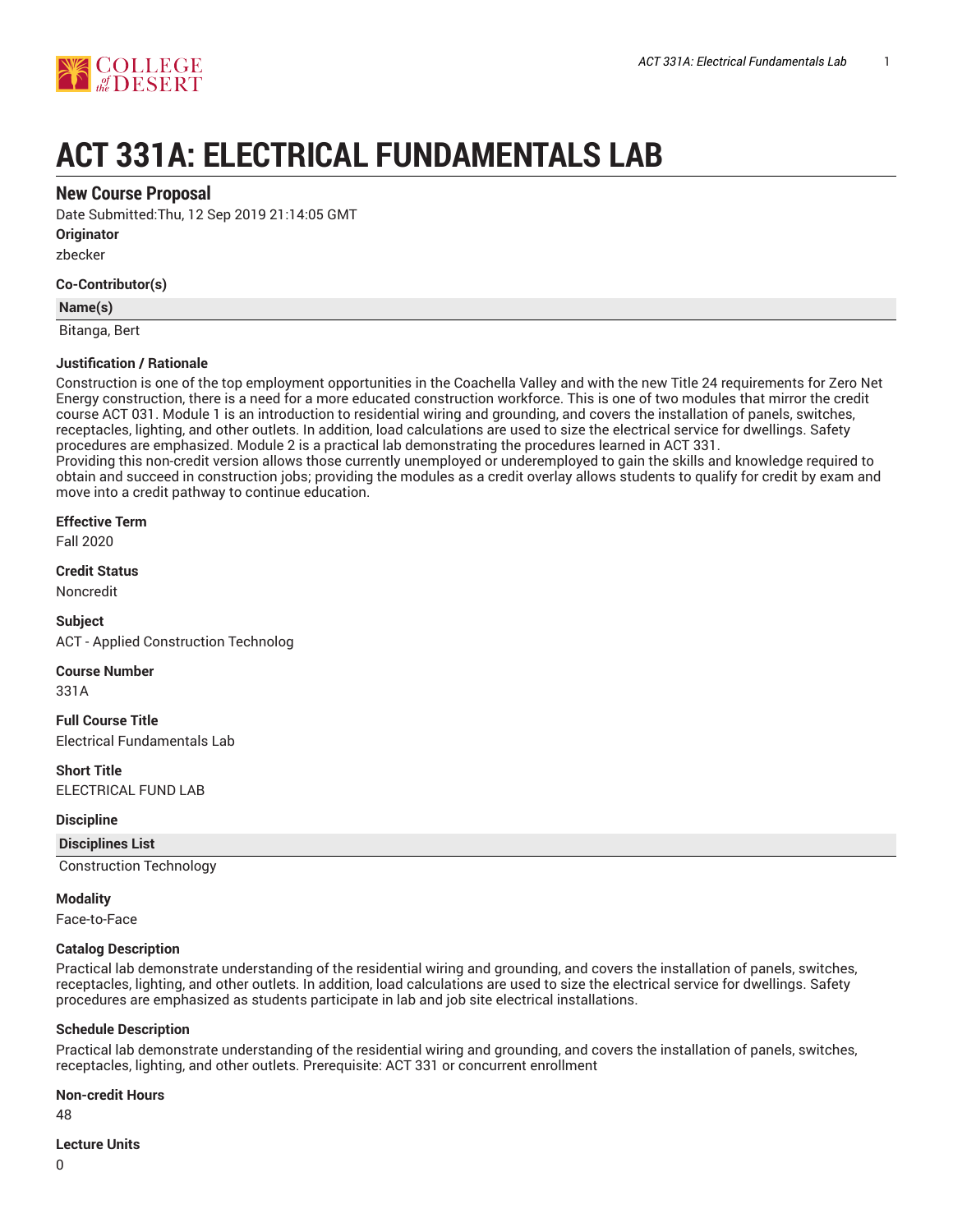# ACT 331A: ELECTRICAL FUNDAMENTALS LAB

## New Course Proposal

Date Submitted:Thu, 12 Sep 2019 21:14:05 GMT

**Originator**

zbecker

**Co-Contributor(s)**

| Name(s) |
| --- |
| Bitanga, Bert |

**Justification / Rationale**

Construction is one of the top employment opportunities in the Coachella Valley and with the new Title 24 requirements for Zero Net Energy construction, there is a need for a more educated construction workforce. This is one of two modules that mirror the credit course ACT 031. Module 1 is an introduction to residential wiring and grounding, and covers the installation of panels, switches, receptacles, lighting, and other outlets. In addition, load calculations are used to size the electrical service for dwellings. Safety procedures are emphasized. Module 2 is a practical lab demonstrating the procedures learned in ACT 331.
Providing this non-credit version allows those currently unemployed or underemployed to gain the skills and knowledge required to obtain and succeed in construction jobs; providing the modules as a credit overlay allows students to qualify for credit by exam and move into a credit pathway to continue education.

**Effective Term**

Fall 2020

**Credit Status**

Noncredit

**Subject**

ACT - Applied Construction Technolog

**Course Number**

331A

**Full Course Title**

Electrical Fundamentals Lab

**Short Title**

ELECTRICAL FUND LAB

**Discipline**

| Disciplines List |
| --- |
| Construction Technology |

**Modality**

Face-to-Face

**Catalog Description**

Practical lab demonstrate understanding of the residential wiring and grounding, and covers the installation of panels, switches, receptacles, lighting, and other outlets. In addition, load calculations are used to size the electrical service for dwellings. Safety procedures are emphasized as students participate in lab and job site electrical installations.

**Schedule Description**

Practical lab demonstrate understanding of the residential wiring and grounding, and covers the installation of panels, switches, receptacles, lighting, and other outlets. Prerequisite: ACT 331 or concurrent enrollment

**Non-credit Hours**

48

**Lecture Units**

0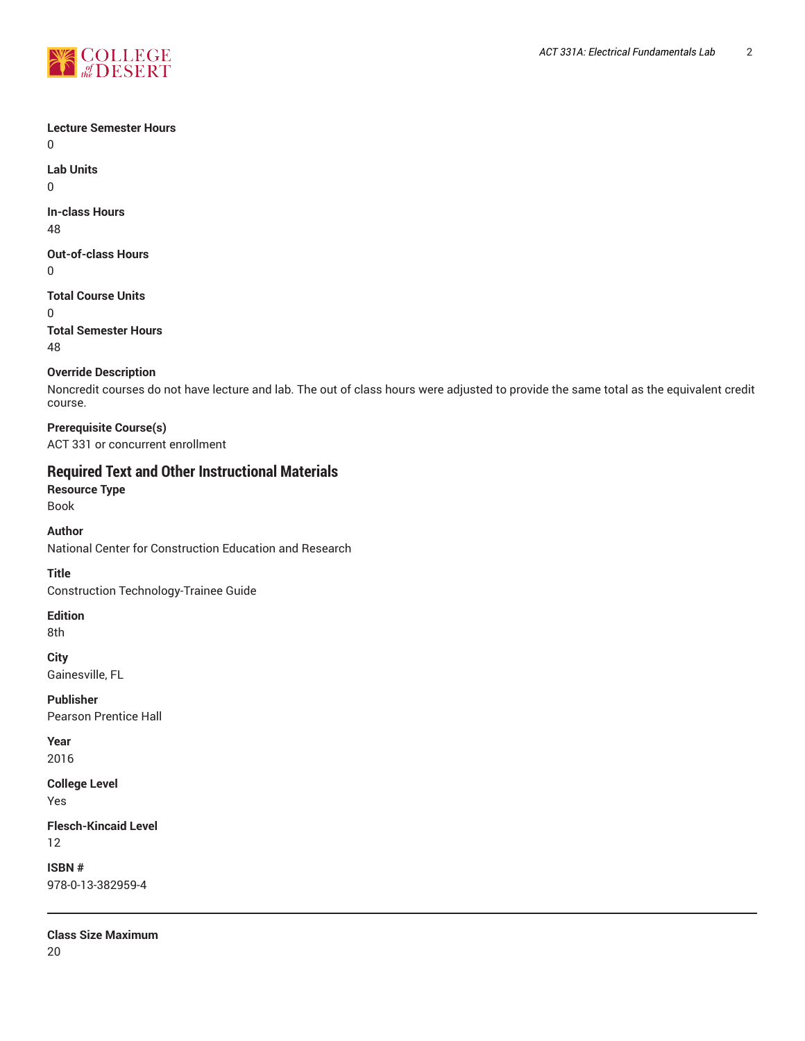**Lecture Semester Hours**
0

**Lab Units**
0

**In-class Hours**
48

**Out-of-class Hours**
0

**Total Course Units**
0

**Total Semester Hours**
48

**Override Description**
Noncredit courses do not have lecture and lab. The out of class hours were adjusted to provide the same total as the equivalent credit course.

**Prerequisite Course(s)**
ACT 331 or concurrent enrollment

## Required Text and Other Instructional Materials

**Resource Type**
Book

**Author**
National Center for Construction Education and Research

**Title**
Construction Technology-Trainee Guide

**Edition**
8th

**City**
Gainesville, FL

**Publisher**
Pearson Prentice Hall

**Year**
2016

**College Level**
Yes

**Flesch-Kincaid Level**
12

**ISBN #**
978-0-13-382959-4

---

**Class Size Maximum**
20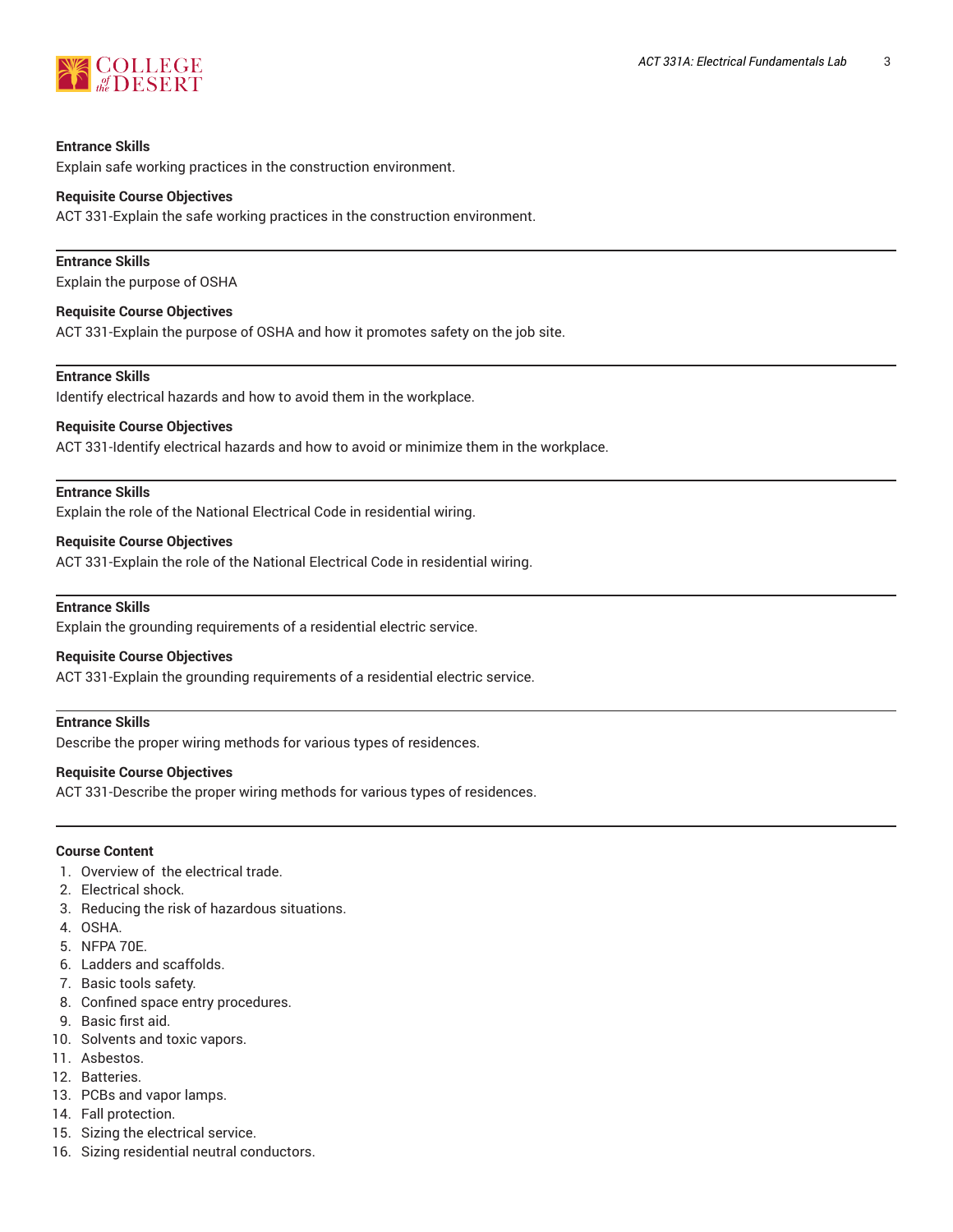**Entrance Skills**

Explain safe working practices in the construction environment.

**Requisite Course Objectives**

ACT 331-Explain the safe working practices in the construction environment.

---

**Entrance Skills**

Explain the purpose of OSHA

**Requisite Course Objectives**

ACT 331-Explain the purpose of OSHA and how it promotes safety on the job site.

---

**Entrance Skills**

Identify electrical hazards and how to avoid them in the workplace.

**Requisite Course Objectives**

ACT 331-Identify electrical hazards and how to avoid or minimize them in the workplace.

---

**Entrance Skills**

Explain the role of the National Electrical Code in residential wiring.

**Requisite Course Objectives**

ACT 331-Explain the role of the National Electrical Code in residential wiring.

---

**Entrance Skills**

Explain the grounding requirements of a residential electric service.

**Requisite Course Objectives**

ACT 331-Explain the grounding requirements of a residential electric service.

---

**Entrance Skills**

Describe the proper wiring methods for various types of residences.

**Requisite Course Objectives**

ACT 331-Describe the proper wiring methods for various types of residences.

---

**Course Content**

1. Overview of the electrical trade.
2. Electrical shock.
3. Reducing the risk of hazardous situations.
4. OSHA.
5. NFPA 70E.
6. Ladders and scaffolds.
7. Basic tools safety.
8. Confined space entry procedures.
9. Basic first aid.
10. Solvents and toxic vapors.
11. Asbestos.
12. Batteries.
13. PCBs and vapor lamps.
14. Fall protection.
15. Sizing the electrical service.
16. Sizing residential neutral conductors.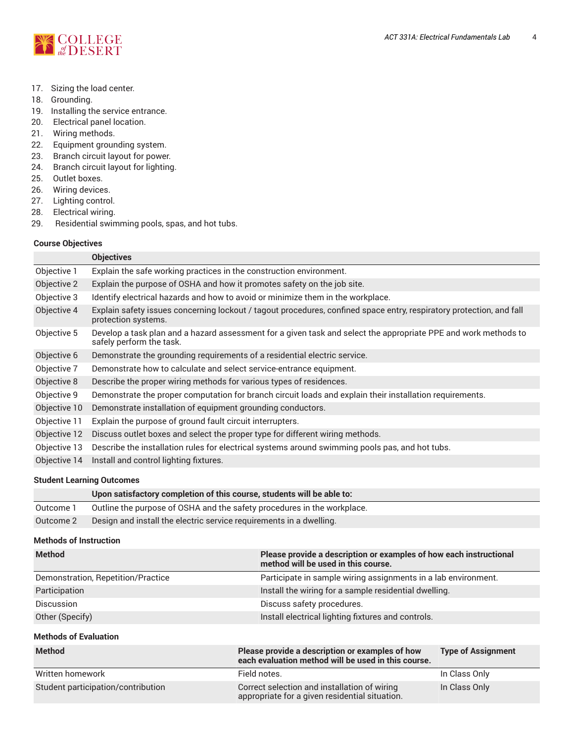17. Sizing the load center.
18. Grounding.
19. Installing the service entrance.
20. Electrical panel location.
21. Wiring methods.
22. Equipment grounding system.
23. Branch circuit layout for power.
24. Branch circuit layout for lighting.
25. Outlet boxes.
26. Wiring devices.
27. Lighting control.
28. Electrical wiring.
29. Residential swimming pools, spas, and hot tubs.

### Course Objectives

| | Objectives |
|---|---|
| Objective 1 | Explain the safe working practices in the construction environment. |
| Objective 2 | Explain the purpose of OSHA and how it promotes safety on the job site. |
| Objective 3 | Identify electrical hazards and how to avoid or minimize them in the workplace. |
| Objective 4 | Explain safety issues concerning lockout / tagout procedures, confined space entry, respiratory protection, and fall protection systems. |
| Objective 5 | Develop a task plan and a hazard assessment for a given task and select the appropriate PPE and work methods to safely perform the task. |
| Objective 6 | Demonstrate the grounding requirements of a residential electric service. |
| Objective 7 | Demonstrate how to calculate and select service-entrance equipment. |
| Objective 8 | Describe the proper wiring methods for various types of residences. |
| Objective 9 | Demonstrate the proper computation for branch circuit loads and explain their installation requirements. |
| Objective 10 | Demonstrate installation of equipment grounding conductors. |
| Objective 11 | Explain the purpose of ground fault circuit interrupters. |
| Objective 12 | Discuss outlet boxes and select the proper type for different wiring methods. |
| Objective 13 | Describe the installation rules for electrical systems around swimming pools pas, and hot tubs. |
| Objective 14 | Install and control lighting fixtures. |

### Student Learning Outcomes

| | Upon satisfactory completion of this course, students will be able to: |
|---|---|
| Outcome 1 | Outline the purpose of OSHA and the safety procedures in the workplace. |
| Outcome 2 | Design and install the electric service requirements in a dwelling. |

### Methods of Instruction

| Method | Please provide a description or examples of how each instructional method will be used in this course. |
|---|---|
| Demonstration, Repetition/Practice | Participate in sample wiring assignments in a lab environment. |
| Participation | Install the wiring for a sample residential dwelling. |
| Discussion | Discuss safety procedures. |
| Other (Specify) | Install electrical lighting fixtures and controls. |

### Methods of Evaluation

| Method | Please provide a description or examples of how each evaluation method will be used in this course. | Type of Assignment |
|---|---|---|
| Written homework | Field notes. | In Class Only |
| Student participation/contribution | Correct selection and installation of wiring appropriate for a given residential situation. | In Class Only |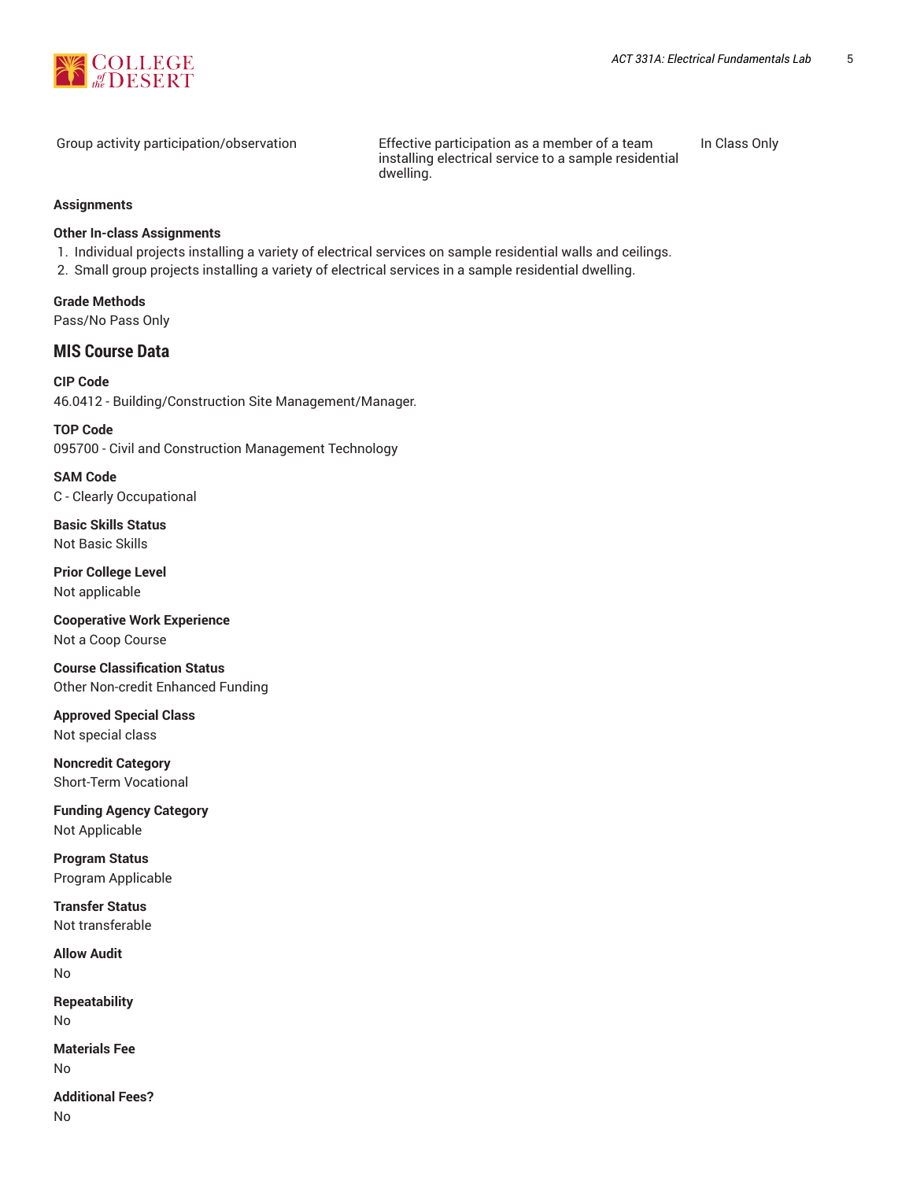| | | |
|---|---|---|
| Group activity participation/observation | Effective participation as a member of a team installing electrical service to a sample residential dwelling. | In Class Only |

**Assignments**

**Other In-class Assignments**

1. Individual projects installing a variety of electrical services on sample residential walls and ceilings.
2. Small group projects installing a variety of electrical services in a sample residential dwelling.

**Grade Methods**
Pass/No Pass Only

## MIS Course Data

**CIP Code**
46.0412 - Building/Construction Site Management/Manager.

**TOP Code**
095700 - Civil and Construction Management Technology

**SAM Code**
C - Clearly Occupational

**Basic Skills Status**
Not Basic Skills

**Prior College Level**
Not applicable

**Cooperative Work Experience**
Not a Coop Course

**Course Classification Status**
Other Non-credit Enhanced Funding

**Approved Special Class**
Not special class

**Noncredit Category**
Short-Term Vocational

**Funding Agency Category**
Not Applicable

**Program Status**
Program Applicable

**Transfer Status**
Not transferable

**Allow Audit**
No

**Repeatability**
No

**Materials Fee**
No

**Additional Fees?**
No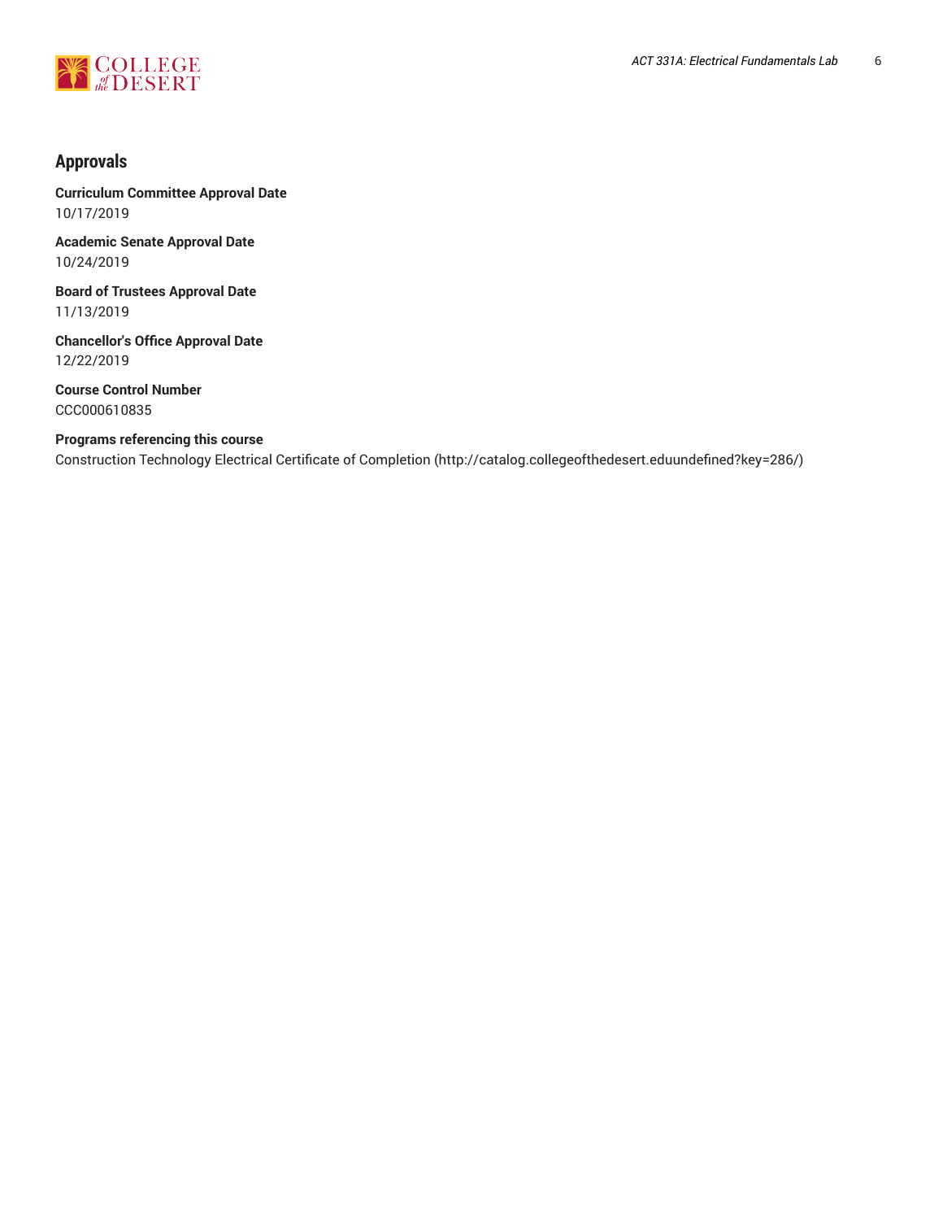## Approvals

**Curriculum Committee Approval Date**
10/17/2019

**Academic Senate Approval Date**
10/24/2019

**Board of Trustees Approval Date**
11/13/2019

**Chancellor's Office Approval Date**
12/22/2019

**Course Control Number**
CCC000610835

**Programs referencing this course**
Construction Technology Electrical Certificate of Completion (http://catalog.collegeofthedesert.eduundefined?key=286/)